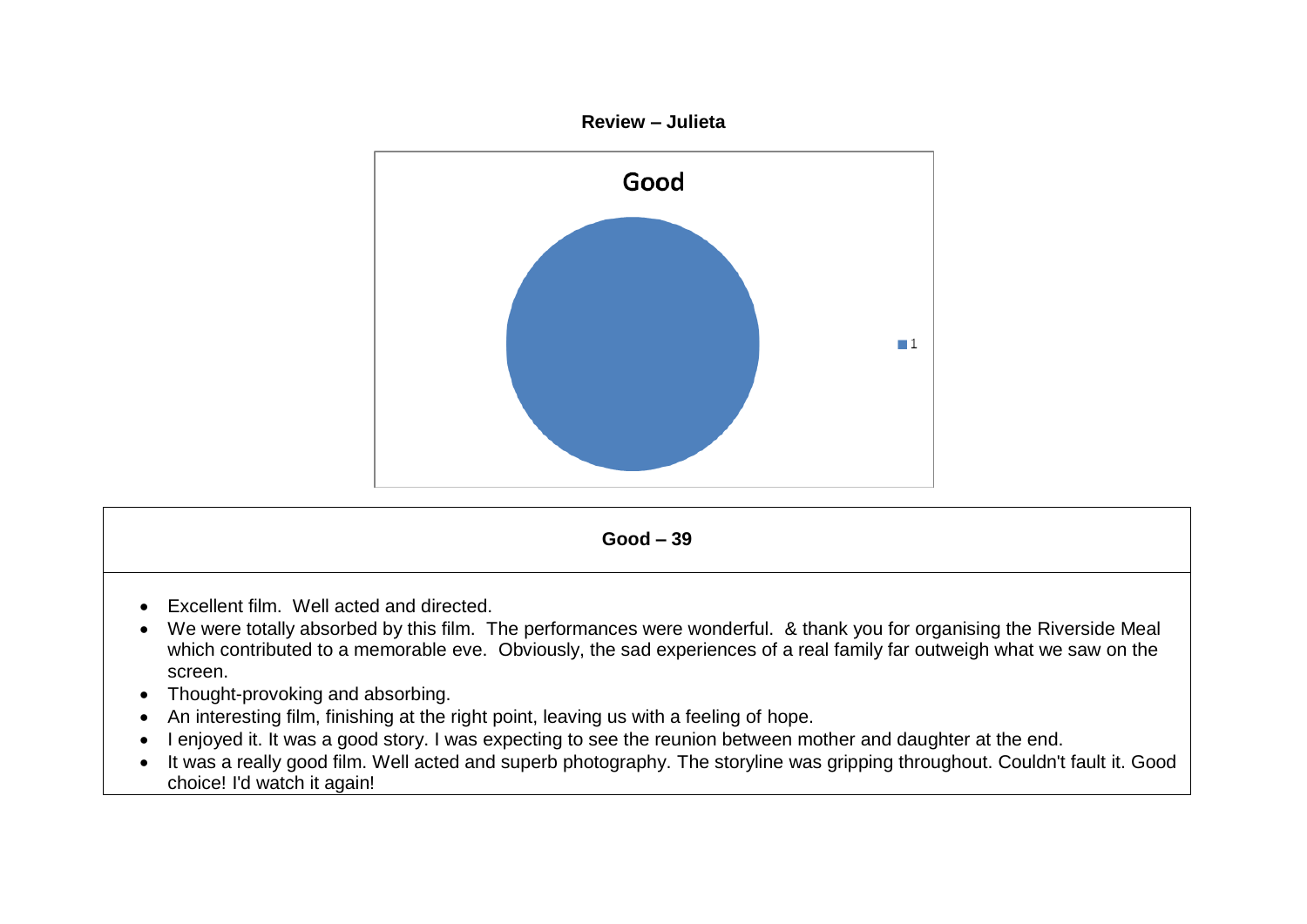**Review – Julieta**

Good

1

**Good – 39**

- Excellent film.  Well acted and directed.
- We were totally absorbed by this film.  The performances were wonderful.  & thank you for organising the Riverside Meal which contributed to a memorable eve.  Obviously, the sad experiences of a real family far outweigh what we saw on the screen.
- Thought-provoking and absorbing.
- An interesting film, finishing at the right point, leaving us with a feeling of hope.
- I enjoyed it. It was a good story. I was expecting to see the reunion between mother and daughter at the end.
- It was a really good film. Well acted and superb photography. The storyline was gripping throughout. Couldn't fault it. Good choice! I'd watch it again!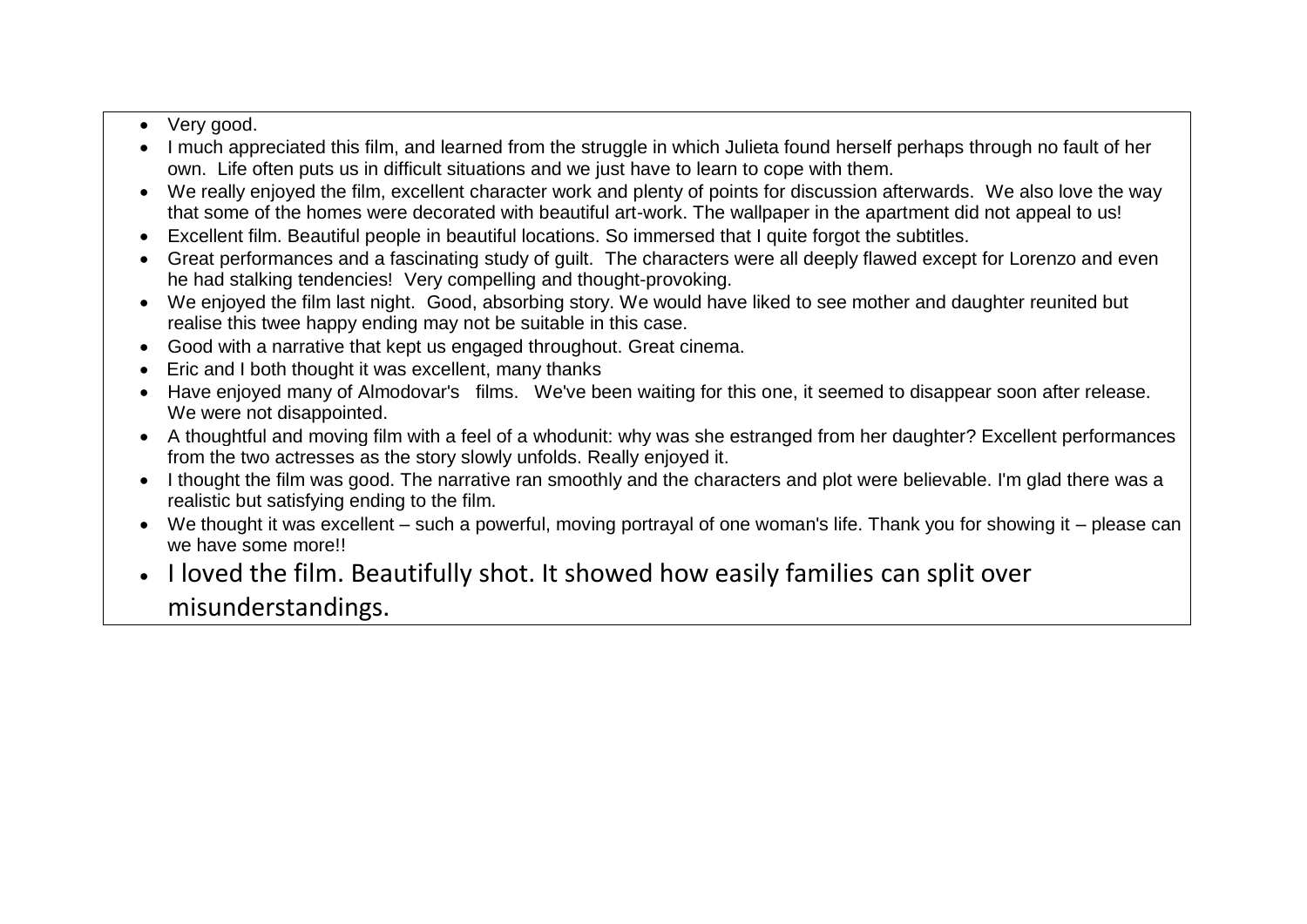- Very good.
- I much appreciated this film, and learned from the struggle in which Julieta found herself perhaps through no fault of her own. Life often puts us in difficult situations and we just have to learn to cope with them.
- We really enjoyed the film, excellent character work and plenty of points for discussion afterwards. We also love the way that some of the homes were decorated with beautiful art-work. The wallpaper in the apartment did not appeal to us!
- Excellent film. Beautiful people in beautiful locations. So immersed that I quite forgot the subtitles.
- Great performances and a fascinating study of guilt. The characters were all deeply flawed except for Lorenzo and even he had stalking tendencies! Very compelling and thought-provoking.
- We enjoyed the film last night. Good, absorbing story. We would have liked to see mother and daughter reunited but realise this twee happy ending may not be suitable in this case.
- Good with a narrative that kept us engaged throughout. Great cinema.
- Eric and I both thought it was excellent, many thanks
- Have enjoyed many of Almodovar's films. We've been waiting for this one, it seemed to disappear soon after release. We were not disappointed.
- A thoughtful and moving film with a feel of a whodunit: why was she estranged from her daughter? Excellent performances from the two actresses as the story slowly unfolds. Really enjoyed it.
- I thought the film was good. The narrative ran smoothly and the characters and plot were believable. I'm glad there was a realistic but satisfying ending to the film.
- We thought it was excellent – such a powerful, moving portrayal of one woman's life. Thank you for showing it – please can we have some more!!
- I loved the film. Beautifully shot. It showed how easily families can split over misunderstandings.